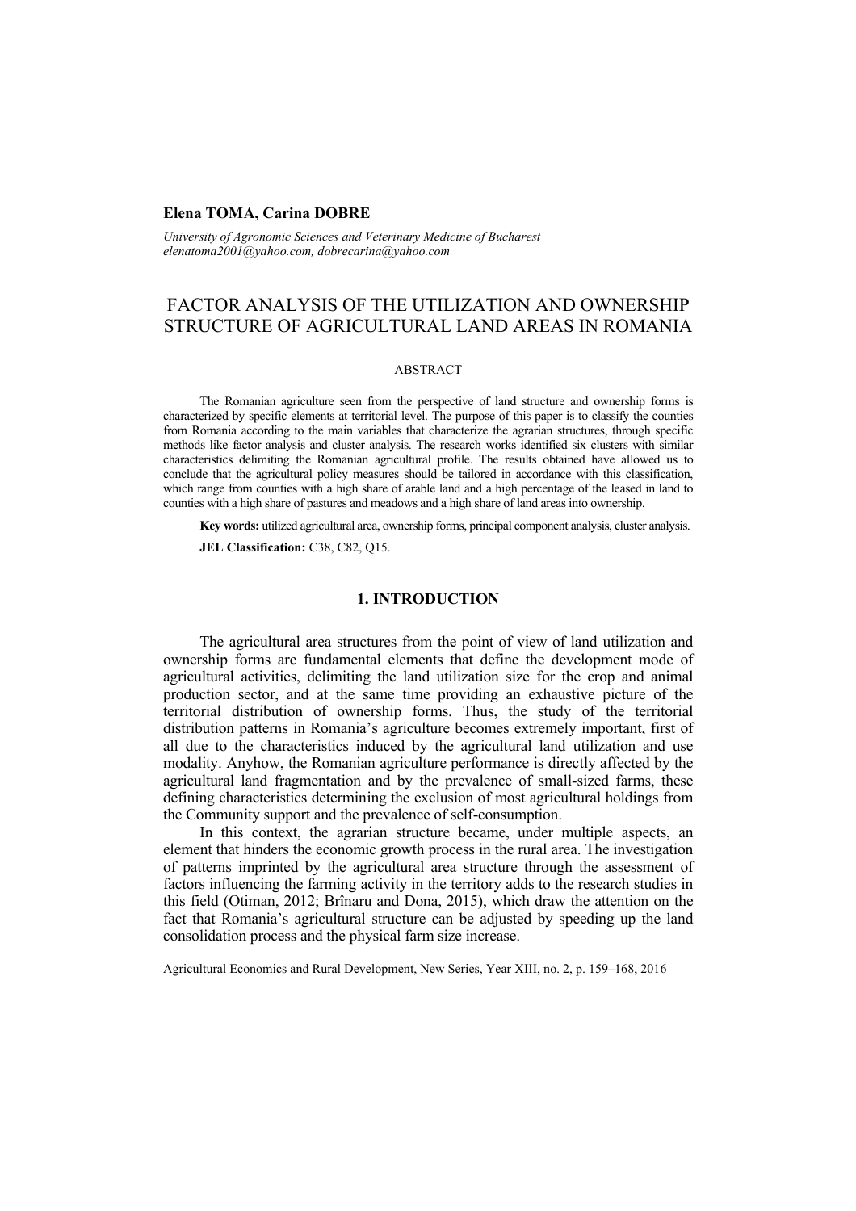**Elena TOMA, Carina DOBRE**

*University of Agronomic Sciences and Veterinary Medicine of Bucharest*
*elenatoma2001@yahoo.com, dobrecarina@yahoo.com*

# FACTOR ANALYSIS OF THE UTILIZATION AND OWNERSHIP STRUCTURE OF AGRICULTURAL LAND AREAS IN ROMANIA

## ABSTRACT

The Romanian agriculture seen from the perspective of land structure and ownership forms is characterized by specific elements at territorial level. The purpose of this paper is to classify the counties from Romania according to the main variables that characterize the agrarian structures, through specific methods like factor analysis and cluster analysis. The research works identified six clusters with similar characteristics delimiting the Romanian agricultural profile. The results obtained have allowed us to conclude that the agricultural policy measures should be tailored in accordance with this classification, which range from counties with a high share of arable land and a high percentage of the leased in land to counties with a high share of pastures and meadows and a high share of land areas into ownership.

**Key words:** utilized agricultural area, ownership forms, principal component analysis, cluster analysis.

**JEL Classification:** C38, C82, Q15.

## 1. INTRODUCTION

The agricultural area structures from the point of view of land utilization and ownership forms are fundamental elements that define the development mode of agricultural activities, delimiting the land utilization size for the crop and animal production sector, and at the same time providing an exhaustive picture of the territorial distribution of ownership forms. Thus, the study of the territorial distribution patterns in Romania's agriculture becomes extremely important, first of all due to the characteristics induced by the agricultural land utilization and use modality. Anyhow, the Romanian agriculture performance is directly affected by the agricultural land fragmentation and by the prevalence of small-sized farms, these defining characteristics determining the exclusion of most agricultural holdings from the Community support and the prevalence of self-consumption.

In this context, the agrarian structure became, under multiple aspects, an element that hinders the economic growth process in the rural area. The investigation of patterns imprinted by the agricultural area structure through the assessment of factors influencing the farming activity in the territory adds to the research studies in this field (Otiman, 2012; Brînaru and Dona, 2015), which draw the attention on the fact that Romania's agricultural structure can be adjusted by speeding up the land consolidation process and the physical farm size increase.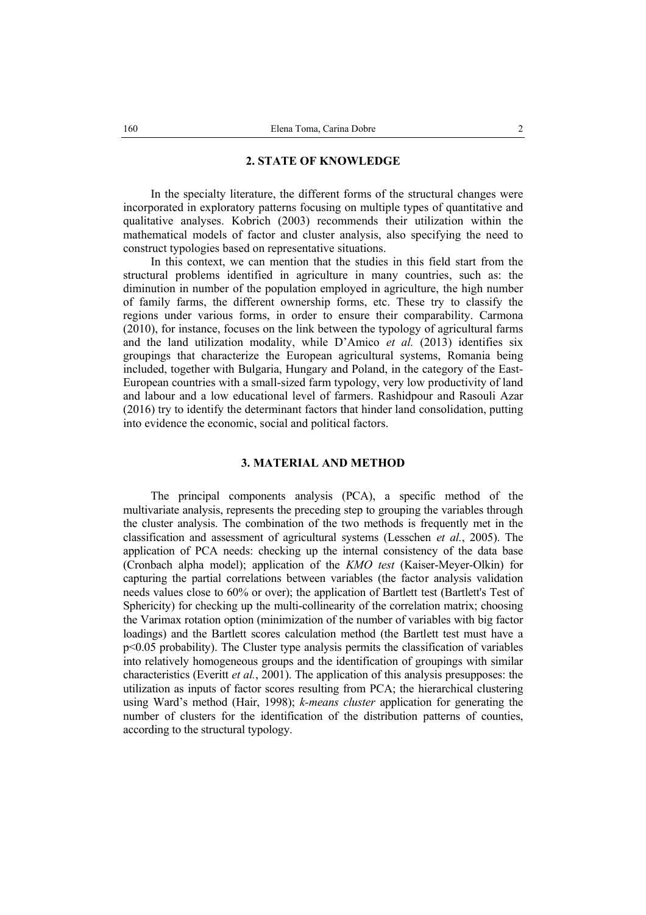## 2. STATE OF KNOWLEDGE

In the specialty literature, the different forms of the structural changes were incorporated in exploratory patterns focusing on multiple types of quantitative and qualitative analyses. Kobrich (2003) recommends their utilization within the mathematical models of factor and cluster analysis, also specifying the need to construct typologies based on representative situations.

In this context, we can mention that the studies in this field start from the structural problems identified in agriculture in many countries, such as: the diminution in number of the population employed in agriculture, the high number of family farms, the different ownership forms, etc. These try to classify the regions under various forms, in order to ensure their comparability. Carmona (2010), for instance, focuses on the link between the typology of agricultural farms and the land utilization modality, while D'Amico *et al.* (2013) identifies six groupings that characterize the European agricultural systems, Romania being included, together with Bulgaria, Hungary and Poland, in the category of the East-European countries with a small-sized farm typology, very low productivity of land and labour and a low educational level of farmers. Rashidpour and Rasouli Azar (2016) try to identify the determinant factors that hinder land consolidation, putting into evidence the economic, social and political factors.

## 3. MATERIAL AND METHOD

The principal components analysis (PCA), a specific method of the multivariate analysis, represents the preceding step to grouping the variables through the cluster analysis. The combination of the two methods is frequently met in the classification and assessment of agricultural systems (Lesschen *et al.*, 2005). The application of PCA needs: checking up the internal consistency of the data base (Cronbach alpha model); application of the *KMO test* (Kaiser-Meyer-Olkin) for capturing the partial correlations between variables (the factor analysis validation needs values close to 60% or over); the application of Bartlett test (Bartlett's Test of Sphericity) for checking up the multi-collinearity of the correlation matrix; choosing the Varimax rotation option (minimization of the number of variables with big factor loadings) and the Bartlett scores calculation method (the Bartlett test must have a $p<0.05$ probability). The Cluster type analysis permits the classification of variables into relatively homogeneous groups and the identification of groupings with similar characteristics (Everitt *et al.*, 2001). The application of this analysis presupposes: the utilization as inputs of factor scores resulting from PCA; the hierarchical clustering using Ward's method (Hair, 1998); *k-means cluster* application for generating the number of clusters for the identification of the distribution patterns of counties, according to the structural typology.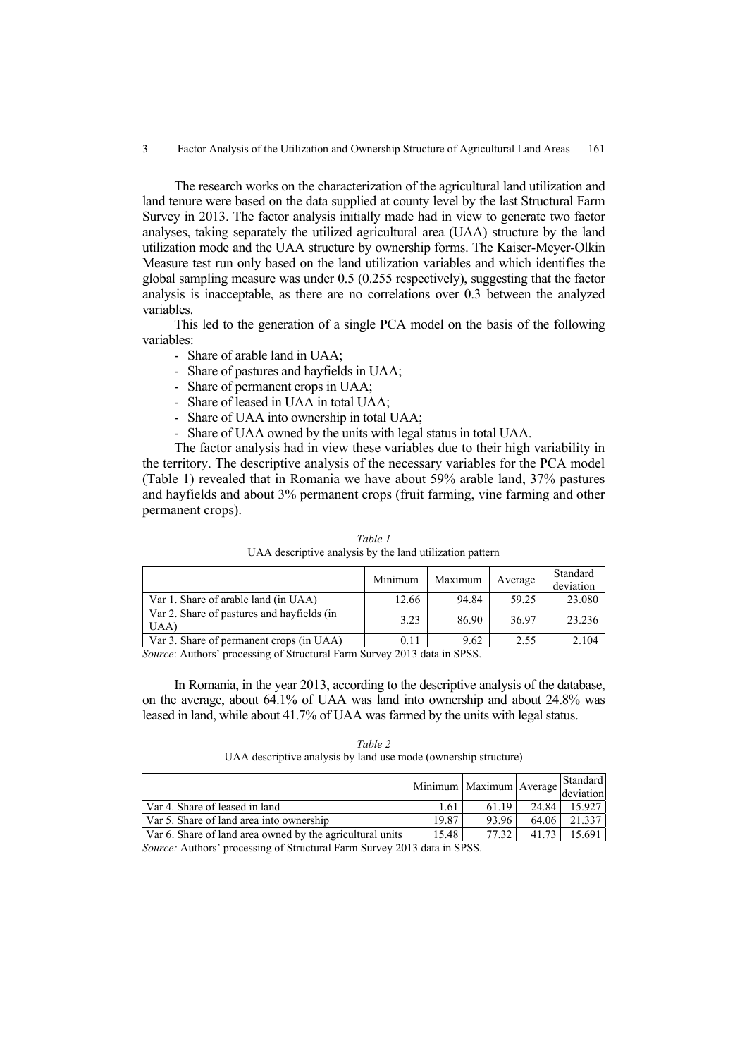The research works on the characterization of the agricultural land utilization and land tenure were based on the data supplied at county level by the last Structural Farm Survey in 2013. The factor analysis initially made had in view to generate two factor analyses, taking separately the utilized agricultural area (UAA) structure by the land utilization mode and the UAA structure by ownership forms. The Kaiser-Meyer-Olkin Measure test run only based on the land utilization variables and which identifies the global sampling measure was under 0.5 (0.255 respectively), suggesting that the factor analysis is inacceptable, as there are no correlations over 0.3 between the analyzed variables.

This led to the generation of a single PCA model on the basis of the following variables:

- Share of arable land in UAA;
- Share of pastures and hayfields in UAA;
- Share of permanent crops in UAA;
- Share of leased in UAA in total UAA;
- Share of UAA into ownership in total UAA;
- Share of UAA owned by the units with legal status in total UAA.

The factor analysis had in view these variables due to their high variability in the territory. The descriptive analysis of the necessary variables for the PCA model (Table 1) revealed that in Romania we have about 59% arable land, 37% pastures and hayfields and about 3% permanent crops (fruit farming, vine farming and other permanent crops).

*Table 1*

UAA descriptive analysis by the land utilization pattern

| | Minimum | Maximum | Average | Standard deviation |
|---|---|---|---|---|
| Var 1. Share of arable land (in UAA) | 12.66 | 94.84 | 59.25 | 23.080 |
| Var 2. Share of pastures and hayfields (in UAA) | 3.23 | 86.90 | 36.97 | 23.236 |
| Var 3. Share of permanent crops (in UAA) | 0.11 | 9.62 | 2.55 | 2.104 |

*Source*: Authors' processing of Structural Farm Survey 2013 data in SPSS.

In Romania, in the year 2013, according to the descriptive analysis of the database, on the average, about 64.1% of UAA was land into ownership and about 24.8% was leased in land, while about 41.7% of UAA was farmed by the units with legal status.

*Table 2*

UAA descriptive analysis by land use mode (ownership structure)

| | Minimum | Maximum | Average | Standard deviation |
|---|---|---|---|---|
| Var 4. Share of leased in land | 1.61 | 61.19 | 24.84 | 15.927 |
| Var 5. Share of land area into ownership | 19.87 | 93.96 | 64.06 | 21.337 |
| Var 6. Share of land area owned by the agricultural units | 15.48 | 77.32 | 41.73 | 15.691 |

*Source:* Authors' processing of Structural Farm Survey 2013 data in SPSS.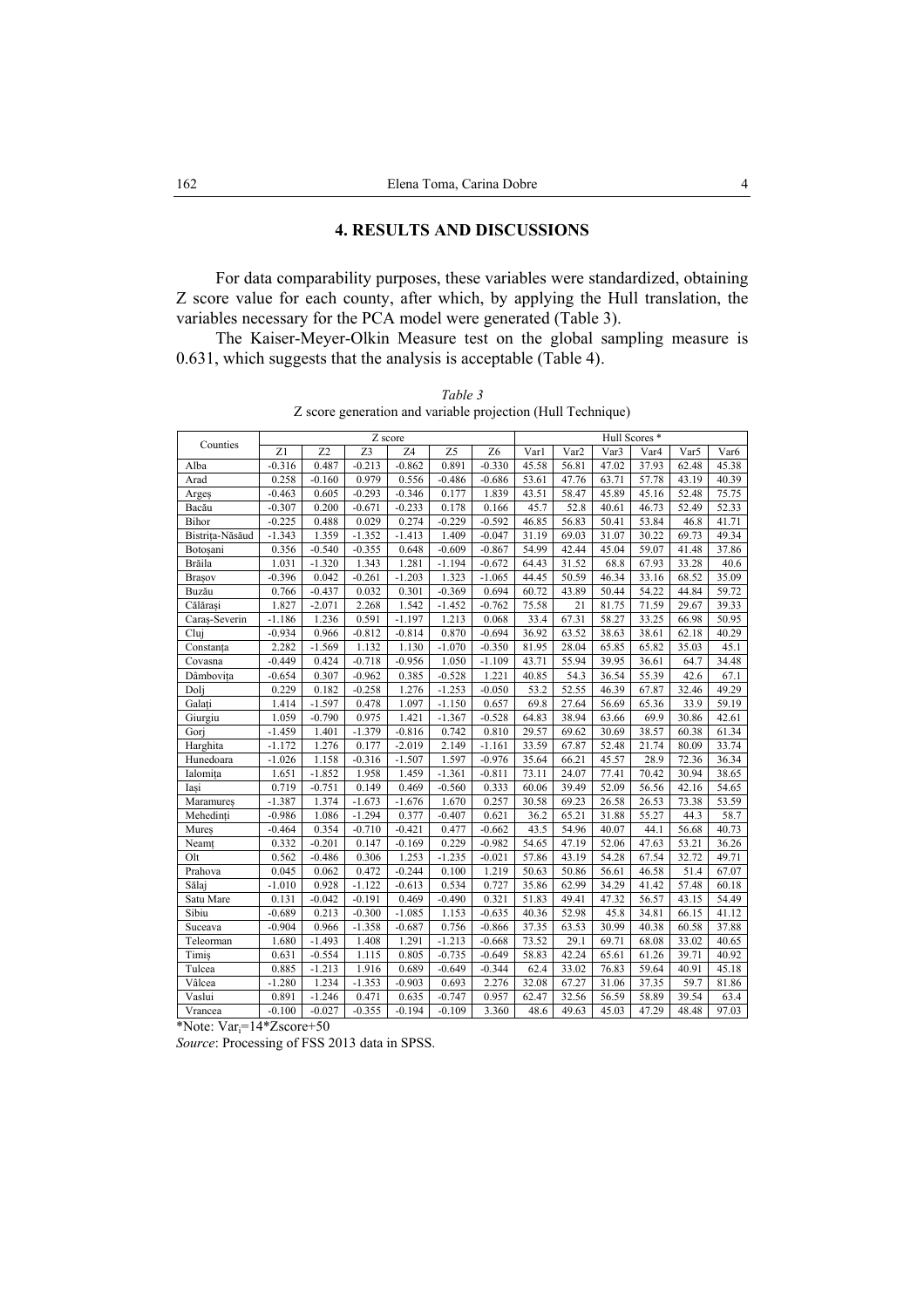## 4. RESULTS AND DISCUSSIONS

For data comparability purposes, these variables were standardized, obtaining Z score value for each county, after which, by applying the Hull translation, the variables necessary for the PCA model were generated (Table 3).

The Kaiser-Meyer-Olkin Measure test on the global sampling measure is 0.631, which suggests that the analysis is acceptable (Table 4).

*Table 3*

Z score generation and variable projection (Hull Technique)

| Counties | Z score | | | | | | Hull Scores * | | | | | |
|---|---|---|---|---|---|---|---|---|---|---|---|---|
| | Z1 | Z2 | Z3 | Z4 | Z5 | Z6 | Var1 | Var2 | Var3 | Var4 | Var5 | Var6 |
| Alba | -0.316 | 0.487 | -0.213 | -0.862 | 0.891 | -0.330 | 45.58 | 56.81 | 47.02 | 37.93 | 62.48 | 45.38 |
| Arad | 0.258 | -0.160 | 0.979 | 0.556 | -0.486 | -0.686 | 53.61 | 47.76 | 63.71 | 57.78 | 43.19 | 40.39 |
| Argeş | -0.463 | 0.605 | -0.293 | -0.346 | 0.177 | 1.839 | 43.51 | 58.47 | 45.89 | 45.16 | 52.48 | 75.75 |
| Bacău | -0.307 | 0.200 | -0.671 | -0.233 | 0.178 | 0.166 | 45.7 | 52.8 | 40.61 | 46.73 | 52.49 | 52.33 |
| Bihor | -0.225 | 0.488 | 0.029 | 0.274 | -0.229 | -0.592 | 46.85 | 56.83 | 50.41 | 53.84 | 46.8 | 41.71 |
| Bistriţa-Năsăud | -1.343 | 1.359 | -1.352 | -1.413 | 1.409 | -0.047 | 31.19 | 69.03 | 31.07 | 30.22 | 69.73 | 49.34 |
| Botoşani | 0.356 | -0.540 | -0.355 | 0.648 | -0.609 | -0.867 | 54.99 | 42.44 | 45.04 | 59.07 | 41.48 | 37.86 |
| Brăila | 1.031 | -1.320 | 1.343 | 1.281 | -1.194 | -0.672 | 64.43 | 31.52 | 68.8 | 67.93 | 33.28 | 40.6 |
| Braşov | -0.396 | 0.042 | -0.261 | -1.203 | 1.323 | -1.065 | 44.45 | 50.59 | 46.34 | 33.16 | 68.52 | 35.09 |
| Buzău | 0.766 | -0.437 | 0.032 | 0.301 | -0.369 | 0.694 | 60.72 | 43.89 | 50.44 | 54.22 | 44.84 | 59.72 |
| Călăraşi | 1.827 | -2.071 | 2.268 | 1.542 | -1.452 | -0.762 | 75.58 | 21 | 81.75 | 71.59 | 29.67 | 39.33 |
| Caraş-Severin | -1.186 | 1.236 | 0.591 | -1.197 | 1.213 | 0.068 | 33.4 | 67.31 | 58.27 | 33.25 | 66.98 | 50.95 |
| Cluj | -0.934 | 0.966 | -0.812 | -0.814 | 0.870 | -0.694 | 36.92 | 63.52 | 38.63 | 38.61 | 62.18 | 40.29 |
| Constanţa | 2.282 | -1.569 | 1.132 | 1.130 | -1.070 | -0.350 | 81.95 | 28.04 | 65.85 | 65.82 | 35.03 | 45.1 |
| Covasna | -0.449 | 0.424 | -0.718 | -0.956 | 1.050 | -1.109 | 43.71 | 55.94 | 39.95 | 36.61 | 64.7 | 34.48 |
| Dâmboviţa | -0.654 | 0.307 | -0.962 | 0.385 | -0.528 | 1.221 | 40.85 | 54.3 | 36.54 | 55.39 | 42.6 | 67.1 |
| Dolj | 0.229 | 0.182 | -0.258 | 1.276 | -1.253 | -0.050 | 53.2 | 52.55 | 46.39 | 67.87 | 32.46 | 49.29 |
| Galaţi | 1.414 | -1.597 | 0.478 | 1.097 | -1.150 | 0.657 | 69.8 | 27.64 | 56.69 | 65.36 | 33.9 | 59.19 |
| Giurgiu | 1.059 | -0.790 | 0.975 | 1.421 | -1.367 | -0.528 | 64.83 | 38.94 | 63.66 | 69.9 | 30.86 | 42.61 |
| Gorj | -1.459 | 1.401 | -1.379 | -0.816 | 0.742 | 0.810 | 29.57 | 69.62 | 30.69 | 38.57 | 60.38 | 61.34 |
| Harghita | -1.172 | 1.276 | 0.177 | -2.019 | 2.149 | -1.161 | 33.59 | 67.87 | 52.48 | 21.74 | 80.09 | 33.74 |
| Hunedoara | -1.026 | 1.158 | -0.316 | -1.507 | 1.597 | -0.976 | 35.64 | 66.21 | 45.57 | 28.9 | 72.36 | 36.34 |
| Ialomiţa | 1.651 | -1.852 | 1.958 | 1.459 | -1.361 | -0.811 | 73.11 | 24.07 | 77.41 | 70.42 | 30.94 | 38.65 |
| Iaşi | 0.719 | -0.751 | 0.149 | 0.469 | -0.560 | 0.333 | 60.06 | 39.49 | 52.09 | 56.56 | 42.16 | 54.65 |
| Maramureş | -1.387 | 1.374 | -1.673 | -1.676 | 1.670 | 0.257 | 30.58 | 69.23 | 26.58 | 26.53 | 73.38 | 53.59 |
| Mehedinţi | -0.986 | 1.086 | -1.294 | 0.377 | -0.407 | 0.621 | 36.2 | 65.21 | 31.88 | 55.27 | 44.3 | 58.7 |
| Mureş | -0.464 | 0.354 | -0.710 | -0.421 | 0.477 | -0.662 | 43.5 | 54.96 | 40.07 | 44.1 | 56.68 | 40.73 |
| Neamţ | 0.332 | -0.201 | 0.147 | -0.169 | 0.229 | -0.982 | 54.65 | 47.19 | 52.06 | 47.63 | 53.21 | 36.26 |
| Olt | 0.562 | -0.486 | 0.306 | 1.253 | -1.235 | -0.021 | 57.86 | 43.19 | 54.28 | 67.54 | 32.72 | 49.71 |
| Prahova | 0.045 | 0.062 | 0.472 | -0.244 | 0.100 | 1.219 | 50.63 | 50.86 | 56.61 | 46.58 | 51.4 | 67.07 |
| Sălaj | -1.010 | 0.928 | -1.122 | -0.613 | 0.534 | 0.727 | 35.86 | 62.99 | 34.29 | 41.42 | 57.48 | 60.18 |
| Satu Mare | 0.131 | -0.042 | -0.191 | 0.469 | -0.490 | 0.321 | 51.83 | 49.41 | 47.32 | 56.57 | 43.15 | 54.49 |
| Sibiu | -0.689 | 0.213 | -0.300 | -1.085 | 1.153 | -0.635 | 40.36 | 52.98 | 45.8 | 34.81 | 66.15 | 41.12 |
| Suceava | -0.904 | 0.966 | -1.358 | -0.687 | 0.756 | -0.866 | 37.35 | 63.53 | 30.99 | 40.38 | 60.58 | 37.88 |
| Teleorman | 1.680 | -1.493 | 1.408 | 1.291 | -1.213 | -0.668 | 73.52 | 29.1 | 69.71 | 68.08 | 33.02 | 40.65 |
| Timiş | 0.631 | -0.554 | 1.115 | 0.805 | -0.735 | -0.649 | 58.83 | 42.24 | 65.61 | 61.26 | 39.71 | 40.92 |
| Tulcea | 0.885 | -1.213 | 1.916 | 0.689 | -0.649 | -0.344 | 62.4 | 33.02 | 76.83 | 59.64 | 40.91 | 45.18 |
| Vâlcea | -1.280 | 1.234 | -1.353 | -0.903 | 0.693 | 2.276 | 32.08 | 67.27 | 31.06 | 37.35 | 59.7 | 81.86 |
| Vaslui | 0.891 | -1.246 | 0.471 | 0.635 | -0.747 | 0.957 | 62.47 | 32.56 | 56.59 | 58.89 | 39.54 | 63.4 |
| Vrancea | -0.100 | -0.027 | -0.355 | -0.194 | -0.109 | 3.360 | 48.6 | 49.63 | 45.03 | 47.29 | 48.48 | 97.03 |

*Note: $Var_i=14*Zscore+50$

*Source*: Processing of FSS 2013 data in SPSS.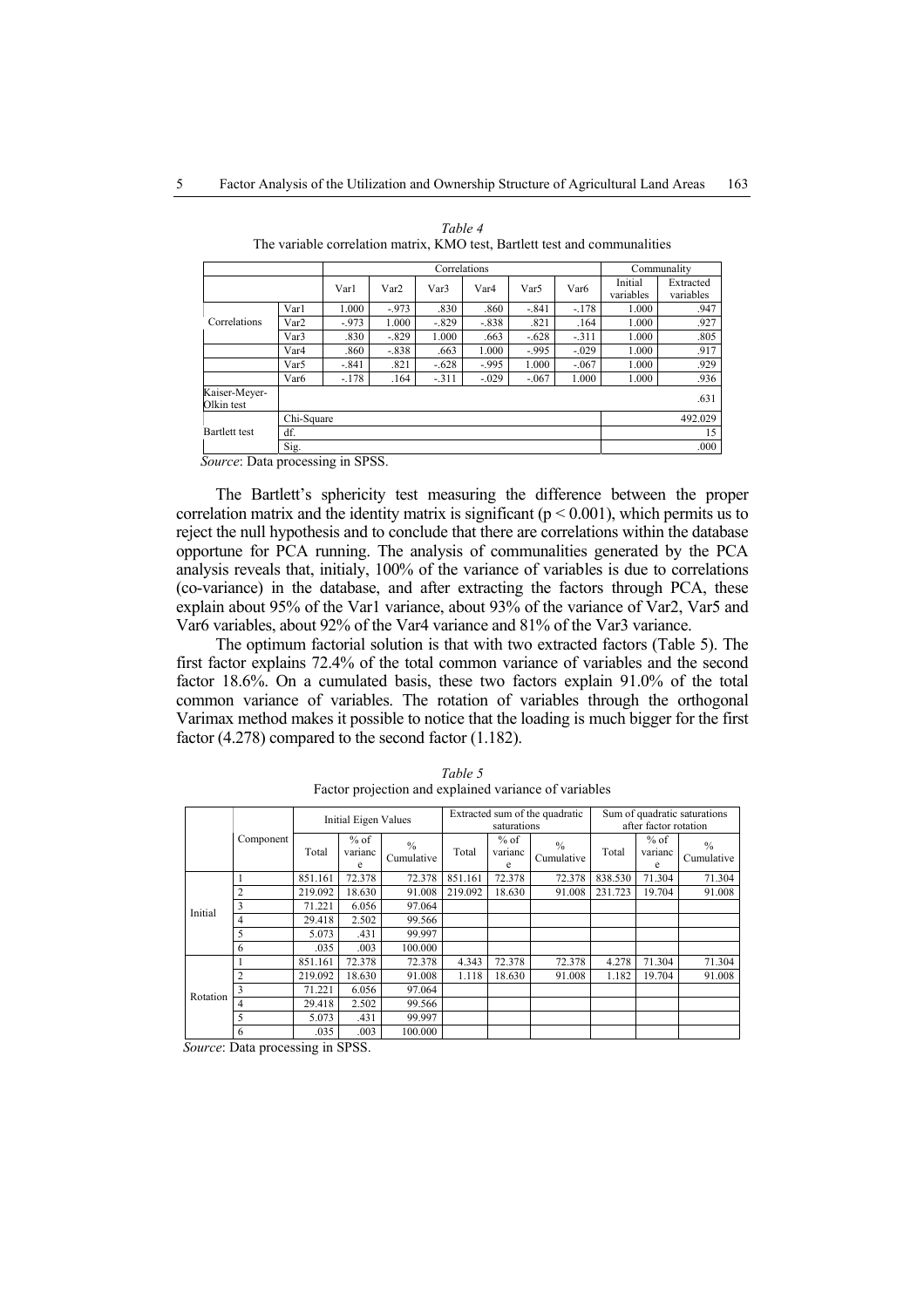*Table 4*
The variable correlation matrix, KMO test, Bartlett test and communalities

| | | Correlations | | | | | | Communality | |
|---|---|---|---|---|---|---|---|---|---|
| | | Var1 | Var2 | Var3 | Var4 | Var5 | Var6 | Initial variables | Extracted variables |
| Correlations | Var1 | 1.000 | -.973 | .830 | .860 | -.841 | -.178 | 1.000 | .947 |
| | Var2 | -.973 | 1.000 | -.829 | -.838 | .821 | .164 | 1.000 | .927 |
| | Var3 | .830 | -.829 | 1.000 | .663 | -.628 | -.311 | 1.000 | .805 |
| | Var4 | .860 | -.838 | .663 | 1.000 | -.995 | -.029 | 1.000 | .917 |
| | Var5 | -.841 | .821 | -.628 | -.995 | 1.000 | -.067 | 1.000 | .929 |
| | Var6 | -.178 | .164 | -.311 | -.029 | -.067 | 1.000 | 1.000 | .936 |
| Kaiser-Meyer-Olkin test | | | | | | | | | .631 |
| Bartlett test | Chi-Square | | | | | | | | 492.029 |
| | df. | | | | | | | | 15 |
| | Sig. | | | | | | | | .000 |

*Source*: Data processing in SPSS.

The Bartlett's sphericity test measuring the difference between the proper correlation matrix and the identity matrix is significant ($p < 0.001$), which permits us to reject the null hypothesis and to conclude that there are correlations within the database opportune for PCA running. The analysis of communalities generated by the PCA analysis reveals that, initialy, 100% of the variance of variables is due to correlations (co-variance) in the database, and after extracting the factors through PCA, these explain about 95% of the Var1 variance, about 93% of the variance of Var2, Var5 and Var6 variables, about 92% of the Var4 variance and 81% of the Var3 variance.

The optimum factorial solution is that with two extracted factors (Table 5). The first factor explains 72.4% of the total common variance of variables and the second factor 18.6%. On a cumulated basis, these two factors explain 91.0% of the total common variance of variables. The rotation of variables through the orthogonal Varimax method makes it possible to notice that the loading is much bigger for the first factor (4.278) compared to the second factor (1.182).

*Table 5*
Factor projection and explained variance of variables

| | Component | Initial Eigen Values | | | Extracted sum of the quadratic saturations | | | Sum of quadratic saturations after factor rotation | | |
|---|---|---|---|---|---|---|---|---|---|---|
| | | Total | % of variance | % Cumulative | Total | % of variance | % Cumulative | Total | % of variance | % Cumulative |
| Initial | 1 | 851.161 | 72.378 | 72.378 | 851.161 | 72.378 | 72.378 | 838.530 | 71.304 | 71.304 |
| | 2 | 219.092 | 18.630 | 91.008 | 219.092 | 18.630 | 91.008 | 231.723 | 19.704 | 91.008 |
| | 3 | 71.221 | 6.056 | 97.064 | | | | | | |
| | 4 | 29.418 | 2.502 | 99.566 | | | | | | |
| | 5 | 5.073 | .431 | 99.997 | | | | | | |
| | 6 | .035 | .003 | 100.000 | | | | | | |
| Rotation | 1 | 851.161 | 72.378 | 72.378 | 4.343 | 72.378 | 72.378 | 4.278 | 71.304 | 71.304 |
| | 2 | 219.092 | 18.630 | 91.008 | 1.118 | 18.630 | 91.008 | 1.182 | 19.704 | 91.008 |
| | 3 | 71.221 | 6.056 | 97.064 | | | | | | |
| | 4 | 29.418 | 2.502 | 99.566 | | | | | | |
| | 5 | 5.073 | .431 | 99.997 | | | | | | |
| | 6 | .035 | .003 | 100.000 | | | | | | |

*Source*: Data processing in SPSS.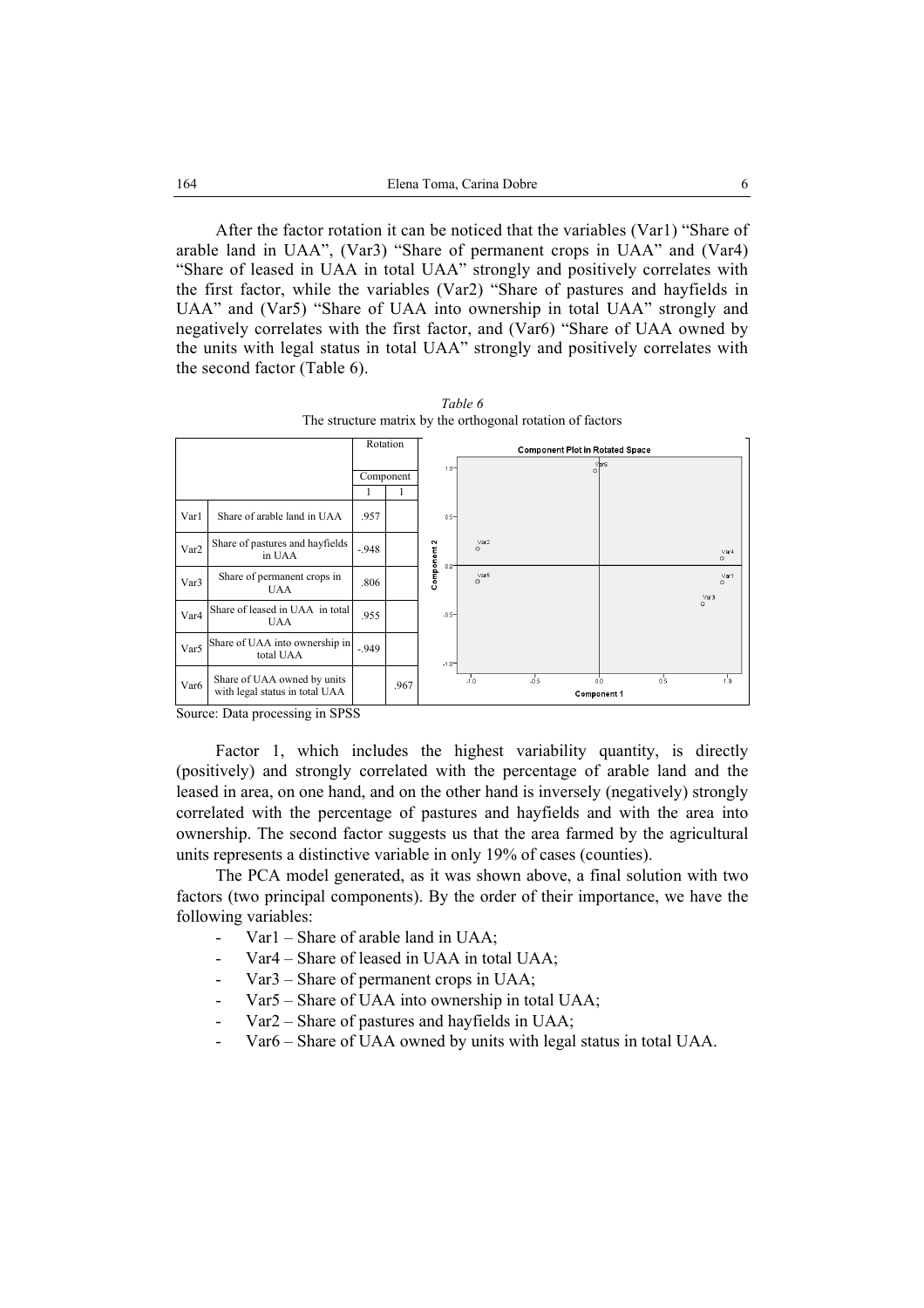After the factor rotation it can be noticed that the variables (Var1) "Share of arable land in UAA", (Var3) "Share of permanent crops in UAA" and (Var4) "Share of leased in UAA in total UAA" strongly and positively correlates with the first factor, while the variables (Var2) "Share of pastures and hayfields in UAA" and (Var5) "Share of UAA into ownership in total UAA" strongly and negatively correlates with the first factor, and (Var6) "Share of UAA owned by the units with legal status in total UAA" strongly and positively correlates with the second factor (Table 6).

*Table 6*

The structure matrix by the orthogonal rotation of factors

| | | Rotation | |
|---|---|---|---|
| | | Component | |
| | | 1 | 1 |
| Var1 | Share of arable land in UAA | .957 | |
| Var2 | Share of pastures and hayfields in UAA | -.948 | |
| Var3 | Share of permanent crops in UAA | .806 | |
| Var4 | Share of leased in UAA in total UAA | .955 | |
| Var5 | Share of UAA into ownership in total UAA | -.949 | |
| Var6 | Share of UAA owned by units with legal status in total UAA | | .967 |

Source: Data processing in SPSS

Factor 1, which includes the highest variability quantity, is directly (positively) and strongly correlated with the percentage of arable land and the leased in area, on one hand, and on the other hand is inversely (negatively) strongly correlated with the percentage of pastures and hayfields and with the area into ownership. The second factor suggests us that the area farmed by the agricultural units represents a distinctive variable in only 19% of cases (counties).

The PCA model generated, as it was shown above, a final solution with two factors (two principal components). By the order of their importance, we have the following variables:

- Var1 – Share of arable land in UAA;
- Var4 – Share of leased in UAA in total UAA;
- Var3 – Share of permanent crops in UAA;
- Var5 – Share of UAA into ownership in total UAA;
- Var2 – Share of pastures and hayfields in UAA;
- Var6 – Share of UAA owned by units with legal status in total UAA.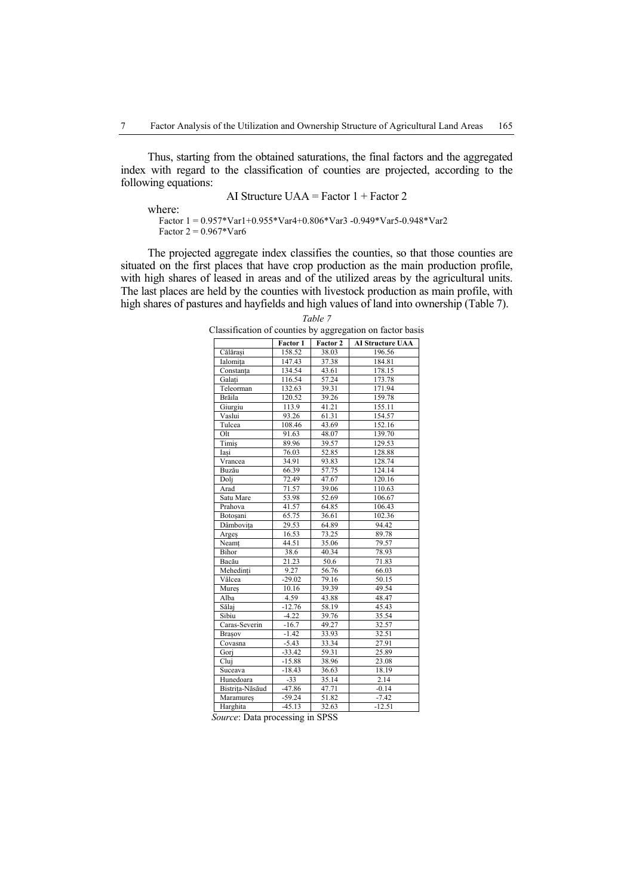Thus, starting from the obtained saturations, the final factors and the aggregated index with regard to the classification of counties are projected, according to the following equations:

$$\text{AI Structure UAA} = \text{Factor 1} + \text{Factor 2}$$

where:

Factor 1 = 0.957*Var1+0.955*Var4+0.806*Var3 -0.949*Var5-0.948*Var2

Factor 2 = 0.967*Var6

The projected aggregate index classifies the counties, so that those counties are situated on the first places that have crop production as the main production profile, with high shares of leased in areas and of the utilized areas by the agricultural units. The last places are held by the counties with livestock production as main profile, with high shares of pastures and hayfields and high values of land into ownership (Table 7).

*Table 7*

Classification of counties by aggregation on factor basis

| | Factor 1 | Factor 2 | AI Structure UAA |
|---|---|---|---|
| Călărași | 158.52 | 38.03 | 196.56 |
| Ialomița | 147.43 | 37.38 | 184.81 |
| Constanța | 134.54 | 43.61 | 178.15 |
| Galați | 116.54 | 57.24 | 173.78 |
| Teleorman | 132.63 | 39.31 | 171.94 |
| Brăila | 120.52 | 39.26 | 159.78 |
| Giurgiu | 113.9 | 41.21 | 155.11 |
| Vaslui | 93.26 | 61.31 | 154.57 |
| Tulcea | 108.46 | 43.69 | 152.16 |
| Olt | 91.63 | 48.07 | 139.70 |
| Timiș | 89.96 | 39.57 | 129.53 |
| Iași | 76.03 | 52.85 | 128.88 |
| Vrancea | 34.91 | 93.83 | 128.74 |
| Buzău | 66.39 | 57.75 | 124.14 |
| Dolj | 72.49 | 47.67 | 120.16 |
| Arad | 71.57 | 39.06 | 110.63 |
| Satu Mare | 53.98 | 52.69 | 106.67 |
| Prahova | 41.57 | 64.85 | 106.43 |
| Botoșani | 65.75 | 36.61 | 102.36 |
| Dâmbovița | 29.53 | 64.89 | 94.42 |
| Argeș | 16.53 | 73.25 | 89.78 |
| Neamț | 44.51 | 35.06 | 79.57 |
| Bihor | 38.6 | 40.34 | 78.93 |
| Bacău | 21.23 | 50.6 | 71.83 |
| Mehedinți | 9.27 | 56.76 | 66.03 |
| Vâlcea | -29.02 | 79.16 | 50.15 |
| Mureș | 10.16 | 39.39 | 49.54 |
| Alba | 4.59 | 43.88 | 48.47 |
| Sălaj | -12.76 | 58.19 | 45.43 |
| Sibiu | -4.22 | 39.76 | 35.54 |
| Caras-Severin | -16.7 | 49.27 | 32.57 |
| Brașov | -1.42 | 33.93 | 32.51 |
| Covasna | -5.43 | 33.34 | 27.91 |
| Gorj | -33.42 | 59.31 | 25.89 |
| Cluj | -15.88 | 38.96 | 23.08 |
| Suceava | -18.43 | 36.63 | 18.19 |
| Hunedoara | -33 | 35.14 | 2.14 |
| Bistrița-Năsăud | -47.86 | 47.71 | -0.14 |
| Maramureș | -59.24 | 51.82 | -7.42 |
| Harghita | -45.13 | 32.63 | -12.51 |

*Source*: Data processing in SPSS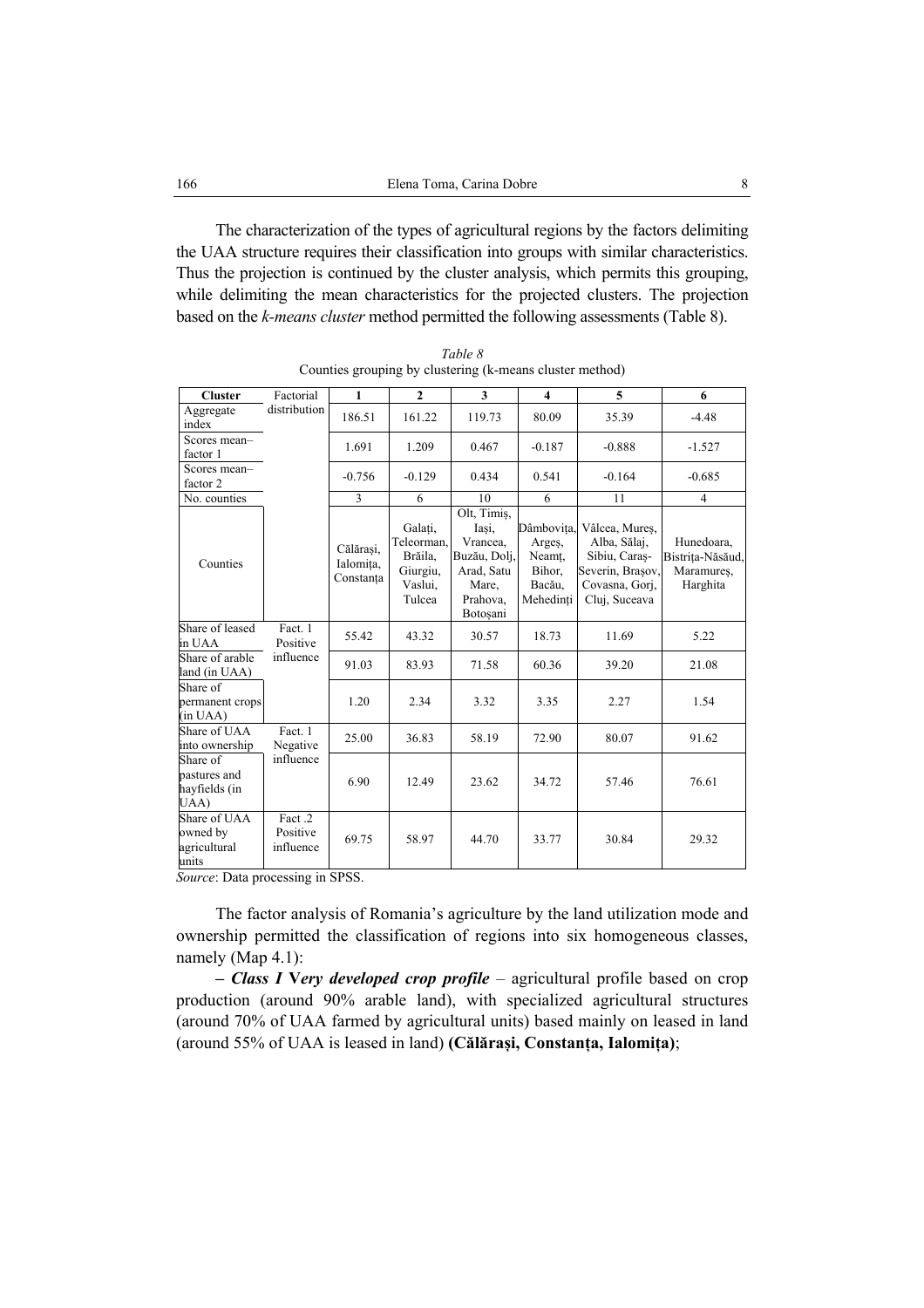The characterization of the types of agricultural regions by the factors delimiting the UAA structure requires their classification into groups with similar characteristics. Thus the projection is continued by the cluster analysis, which permits this grouping, while delimiting the mean characteristics for the projected clusters. The projection based on the *k-means cluster* method permitted the following assessments (Table 8).

*Table 8*

Counties grouping by clustering (k-means cluster method)

| Cluster | Factorial distribution | 1 | 2 | 3 | 4 | 5 | 6 |
|---|---|---|---|---|---|---|---|
| Aggregate index | | 186.51 | 161.22 | 119.73 | 80.09 | 35.39 | -4.48 |
| Scores mean– factor 1 | | 1.691 | 1.209 | 0.467 | -0.187 | -0.888 | -1.527 |
| Scores mean– factor 2 | | -0.756 | -0.129 | 0.434 | 0.541 | -0.164 | -0.685 |
| No. counties | | 3 | 6 | 10 | 6 | 11 | 4 |
| Counties | | Călărași, Ialomița, Constanța | Galați, Teleorman, Brăila, Giurgiu, Vaslui, Tulcea | Olt, Timiș, Iași, Vrancea, Buzău, Dolj, Arad, Satu Mare, Prahova, Botoșani | Dâmbovița, Argeș, Neamț, Bihor, Bacău, Mehedinți | Vâlcea, Mureș, Alba, Sălaj, Sibiu, Caraș-Severin, Brașov, Covasna, Gorj, Cluj, Suceava | Hunedoara, Bistrița-Năsăud, Maramureș, Harghita |
| Share of leased in UAA | Fact. 1 Positive influence | 55.42 | 43.32 | 30.57 | 18.73 | 11.69 | 5.22 |
| Share of arable land (in UAA) | | 91.03 | 83.93 | 71.58 | 60.36 | 39.20 | 21.08 |
| Share of permanent crops (in UAA) | | 1.20 | 2.34 | 3.32 | 3.35 | 2.27 | 1.54 |
| Share of UAA into ownership | Fact. 1 Negative influence | 25.00 | 36.83 | 58.19 | 72.90 | 80.07 | 91.62 |
| Share of pastures and hayfields (in UAA) | | 6.90 | 12.49 | 23.62 | 34.72 | 57.46 | 76.61 |
| Share of UAA owned by agricultural units | Fact .2 Positive influence | 69.75 | 58.97 | 44.70 | 33.77 | 30.84 | 29.32 |

*Source*: Data processing in SPSS.

The factor analysis of Romania's agriculture by the land utilization mode and ownership permitted the classification of regions into six homogeneous classes, namely (Map 4.1):

***– Class I Very developed crop profile*** – agricultural profile based on crop production (around 90% arable land), with specialized agricultural structures (around 70% of UAA farmed by agricultural units) based mainly on leased in land (around 55% of UAA is leased in land) **(Călărași, Constanța, Ialomița)**;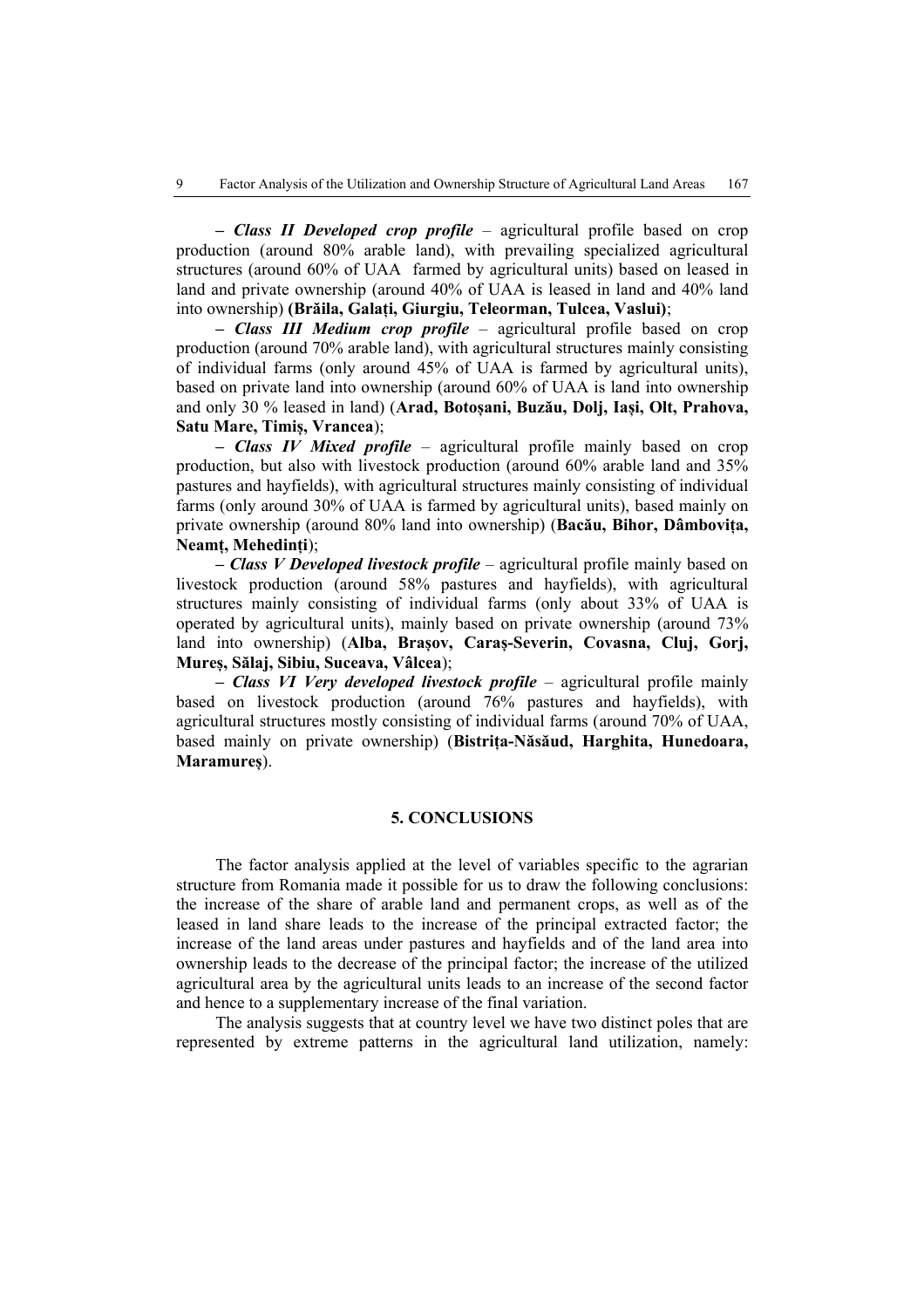– ***Class II Developed crop profile*** – agricultural profile based on crop production (around 80% arable land), with prevailing specialized agricultural structures (around 60% of UAA farmed by agricultural units) based on leased in land and private ownership (around 40% of UAA is leased in land and 40% land into ownership) **(Brăila, Galați, Giurgiu, Teleorman, Tulcea, Vaslui)**;

– ***Class III Medium crop profile*** – agricultural profile based on crop production (around 70% arable land), with agricultural structures mainly consisting of individual farms (only around 45% of UAA is farmed by agricultural units), based on private land into ownership (around 60% of UAA is land into ownership and only 30 % leased in land) (**Arad, Botoșani, Buzău, Dolj, Iași, Olt, Prahova, Satu Mare, Timiș, Vrancea**);

– ***Class IV Mixed profile*** – agricultural profile mainly based on crop production, but also with livestock production (around 60% arable land and 35% pastures and hayfields), with agricultural structures mainly consisting of individual farms (only around 30% of UAA is farmed by agricultural units), based mainly on private ownership (around 80% land into ownership) (**Bacău, Bihor, Dâmbovița, Neamț, Mehedinți**);

– ***Class V Developed livestock profile*** – agricultural profile mainly based on livestock production (around 58% pastures and hayfields), with agricultural structures mainly consisting of individual farms (only about 33% of UAA is operated by agricultural units), mainly based on private ownership (around 73% land into ownership) (**Alba, Brașov, Caraș-Severin, Covasna, Cluj, Gorj, Mureș, Sălaj, Sibiu, Suceava, Vâlcea**);

– ***Class VI Very developed livestock profile*** – agricultural profile mainly based on livestock production (around 76% pastures and hayfields), with agricultural structures mostly consisting of individual farms (around 70% of UAA, based mainly on private ownership) (**Bistrița-Năsăud, Harghita, Hunedoara, Maramureș**).

## 5. CONCLUSIONS

The factor analysis applied at the level of variables specific to the agrarian structure from Romania made it possible for us to draw the following conclusions: the increase of the share of arable land and permanent crops, as well as of the leased in land share leads to the increase of the principal extracted factor; the increase of the land areas under pastures and hayfields and of the land area into ownership leads to the decrease of the principal factor; the increase of the utilized agricultural area by the agricultural units leads to an increase of the second factor and hence to a supplementary increase of the final variation.

The analysis suggests that at country level we have two distinct poles that are represented by extreme patterns in the agricultural land utilization, namely: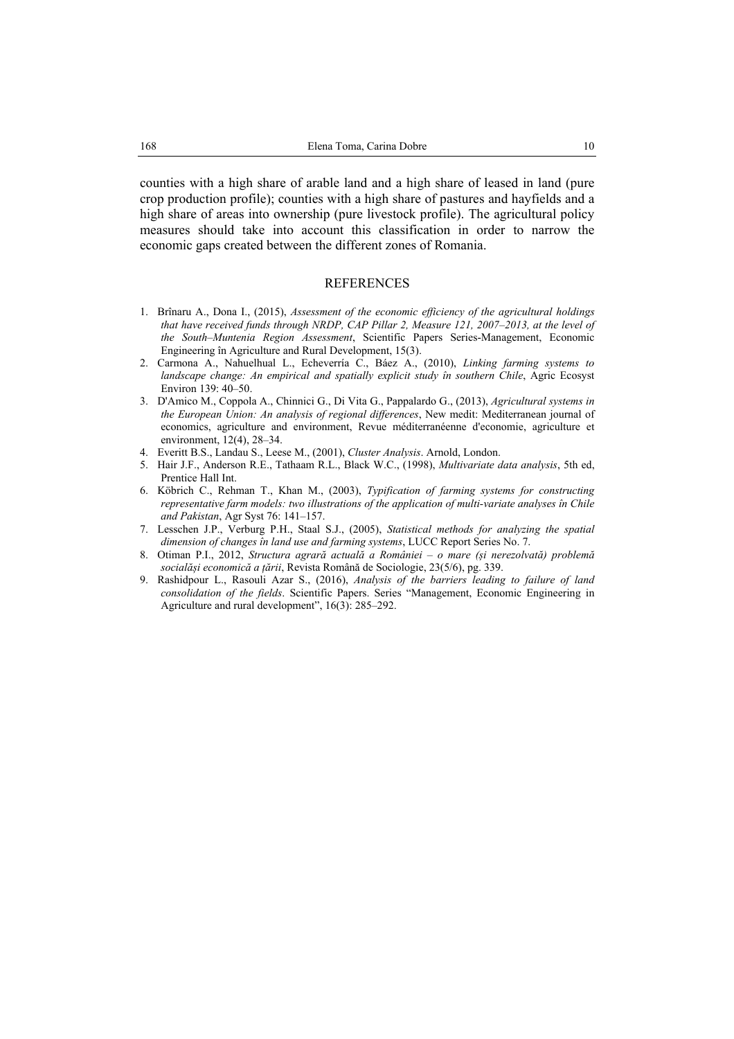counties with a high share of arable land and a high share of leased in land (pure crop production profile); counties with a high share of pastures and hayfields and a high share of areas into ownership (pure livestock profile). The agricultural policy measures should take into account this classification in order to narrow the economic gaps created between the different zones of Romania.

## REFERENCES

1. Brînaru A., Dona I., (2015), *Assessment of the economic efficiency of the agricultural holdings that have received funds through NRDP, CAP Pillar 2, Measure 121, 2007–2013, at the level of the South–Muntenia Region Assessment*, Scientific Papers Series-Management, Economic Engineering în Agriculture and Rural Development, 15(3).
2. Carmona A., Nahuelhual L., Echeverría C., Báez A., (2010), *Linking farming systems to landscape change: An empirical and spatially explicit study în southern Chile*, Agric Ecosyst Environ 139: 40–50.
3. D'Amico M., Coppola A., Chinnici G., Di Vita G., Pappalardo G., (2013), *Agricultural systems in the European Union: An analysis of regional differences*, New medit: Mediterranean journal of economics, agriculture and environment, Revue méditerranéenne d'economie, agriculture et environment, 12(4), 28–34.
4. Everitt B.S., Landau S., Leese M., (2001), *Cluster Analysis*. Arnold, London.
5. Hair J.F., Anderson R.E., Tathaam R.L., Black W.C., (1998), *Multivariate data analysis*, 5th ed, Prentice Hall Int.
6. Köbrich C., Rehman T., Khan M., (2003), *Typification of farming systems for constructing representative farm models: two illustrations of the application of multi-variate analyses în Chile and Pakistan*, Agr Syst 76: 141–157.
7. Lesschen J.P., Verburg P.H., Staal S.J., (2005), *Statistical methods for analyzing the spatial dimension of changes în land use and farming systems*, LUCC Report Series No. 7.
8. Otiman P.I., 2012, *Structura agrară actuală a României – o mare (și nerezolvată) problemă socialăși economică a țării*, Revista Română de Sociologie, 23(5/6), pg. 339.
9. Rashidpour L., Rasouli Azar S., (2016), *Analysis of the barriers leading to failure of land consolidation of the fields*. Scientific Papers. Series "Management, Economic Engineering in Agriculture and rural development", 16(3): 285–292.